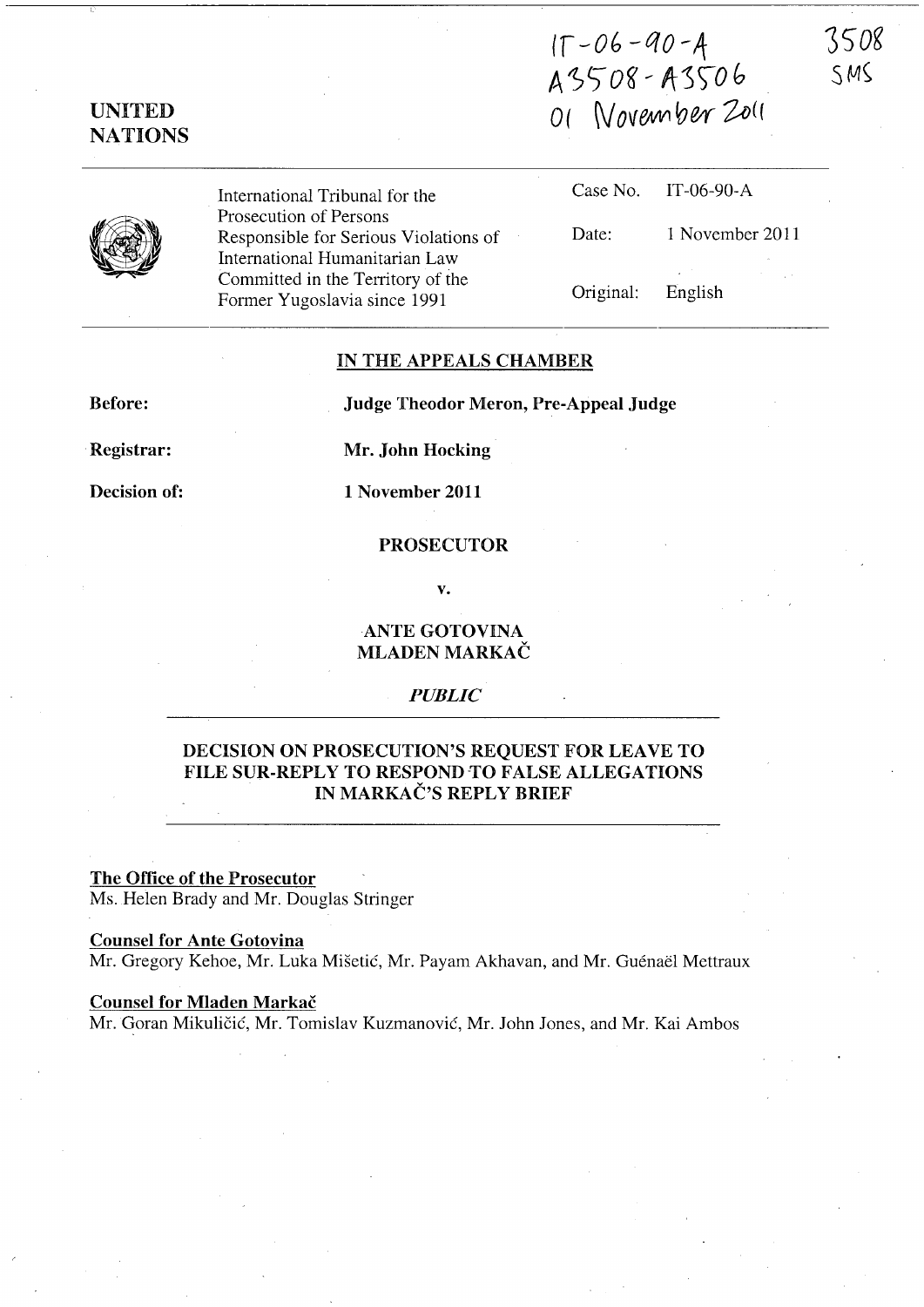IT-06-90-A
A3508 - A3506
01 November 2011

3508
SMS

**UNITED NATIONS**

International Tribunal for the Prosecution of Persons Responsible for Serious Violations of International Humanitarian Law Committed in the Territory of the Former Yugoslavia since 1991

| | |
|---|---|
| Case No. | IT-06-90-A |
| Date: | 1 November 2011 |
| Original: | English |

**IN THE APPEALS CHAMBER**

**Before:** **Judge Theodor Meron, Pre-Appeal Judge**

**Registrar:** **Mr. John Hocking**

**Decision of:** **1 November 2011**

**PROSECUTOR**

**v.**

**ANTE GOTOVINA**
**MLADEN MARKAČ**

***PUBLIC***

**DECISION ON PROSECUTION'S REQUEST FOR LEAVE TO FILE SUR-REPLY TO RESPOND TO FALSE ALLEGATIONS IN MARKAČ'S REPLY BRIEF**

**The Office of the Prosecutor**
Ms. Helen Brady and Mr. Douglas Stringer

**Counsel for Ante Gotovina**
Mr. Gregory Kehoe, Mr. Luka Mišetić, Mr. Payam Akhavan, and Mr. Guénaël Mettraux

**Counsel for Mladen Markač**
Mr. Goran Mikuličić, Mr. Tomislav Kuzmanović, Mr. John Jones, and Mr. Kai Ambos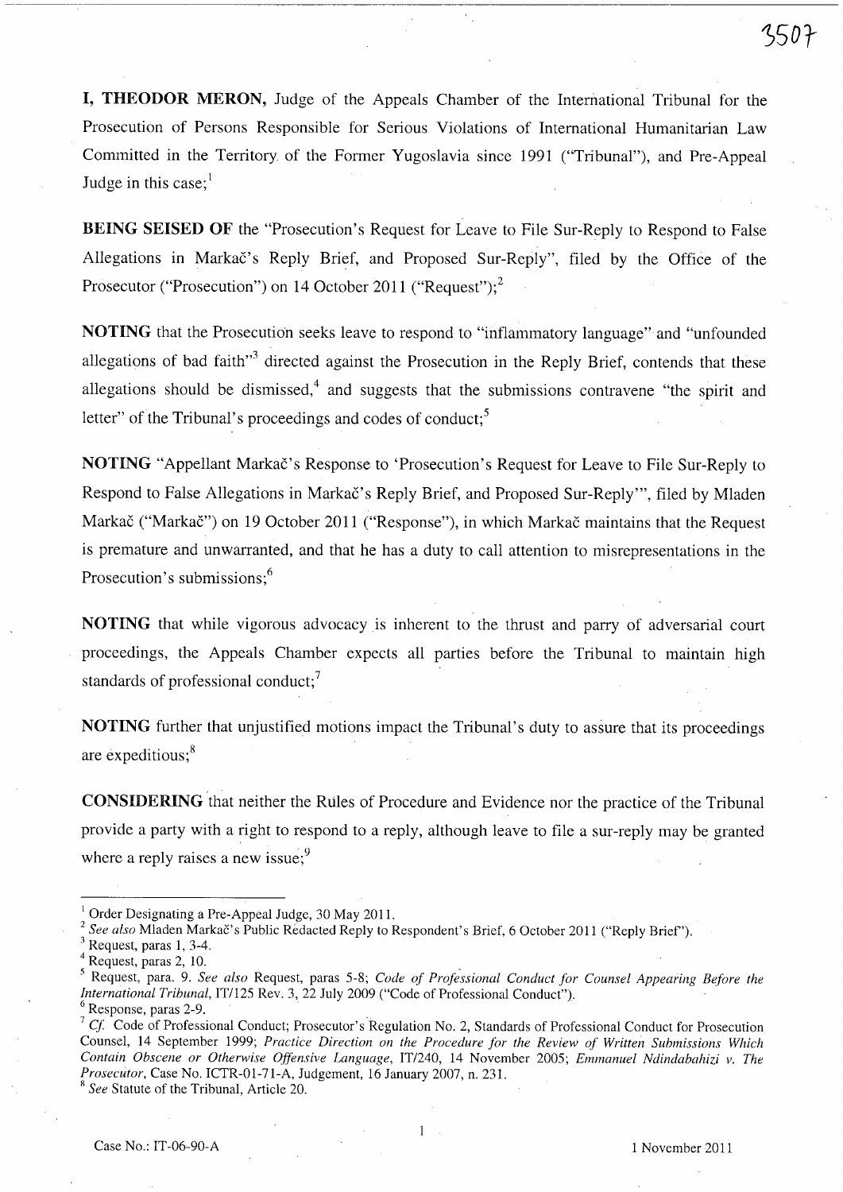**I, THEODOR MERON,** Judge of the Appeals Chamber of the International Tribunal for the Prosecution of Persons Responsible for Serious Violations of International Humanitarian Law Committed in the Territory of the Former Yugoslavia since 1991 ("Tribunal"), and Pre-Appeal Judge in this case;[1]

**BEING SEISED OF** the "Prosecution's Request for Leave to File Sur-Reply to Respond to False Allegations in Markač's Reply Brief, and Proposed Sur-Reply", filed by the Office of the Prosecutor ("Prosecution") on 14 October 2011 ("Request");[2]

**NOTING** that the Prosecution seeks leave to respond to "inflammatory language" and "unfounded allegations of bad faith"[3] directed against the Prosecution in the Reply Brief, contends that these allegations should be dismissed,[4] and suggests that the submissions contravene "the spirit and letter" of the Tribunal's proceedings and codes of conduct;[5]

**NOTING** "Appellant Markač's Response to 'Prosecution's Request for Leave to File Sur-Reply to Respond to False Allegations in Markač's Reply Brief, and Proposed Sur-Reply'", filed by Mladen Markač ("Markač") on 19 October 2011 ("Response"), in which Markač maintains that the Request is premature and unwarranted, and that he has a duty to call attention to misrepresentations in the Prosecution's submissions;[6]

**NOTING** that while vigorous advocacy is inherent to the thrust and parry of adversarial court proceedings, the Appeals Chamber expects all parties before the Tribunal to maintain high standards of professional conduct;[7]

**NOTING** further that unjustified motions impact the Tribunal's duty to assure that its proceedings are expeditious;[8]

**CONSIDERING** that neither the Rules of Procedure and Evidence nor the practice of the Tribunal provide a party with a right to respond to a reply, although leave to file a sur-reply may be granted where a reply raises a new issue;[9]

---

[1] Order Designating a Pre-Appeal Judge, 30 May 2011.

[2] *See also* Mladen Markač's Public Redacted Reply to Respondent's Brief, 6 October 2011 ("Reply Brief").

[3] Request, paras 1, 3-4.

[4] Request, paras 2, 10.

[5] Request, para. 9. *See also* Request, paras 5-8; *Code of Professional Conduct for Counsel Appearing Before the International Tribunal*, IT/125 Rev. 3, 22 July 2009 ("Code of Professional Conduct").

[6] Response, paras 2-9.

[7] *Cf.* Code of Professional Conduct; Prosecutor's Regulation No. 2, Standards of Professional Conduct for Prosecution Counsel, 14 September 1999; *Practice Direction on the Procedure for the Review of Written Submissions Which Contain Obscene or Otherwise Offensive Language*, IT/240, 14 November 2005; *Emmanuel Ndindabahizi v. The Prosecutor*, Case No. ICTR-01-71-A, Judgement, 16 January 2007, n. 231.

[8] *See* Statute of the Tribunal, Article 20.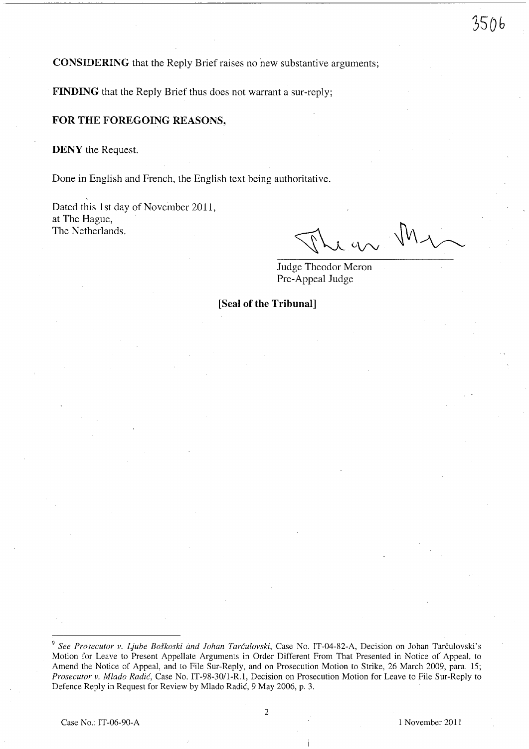**CONSIDERING** that the Reply Brief raises no new substantive arguments;

**FINDING** that the Reply Brief thus does not warrant a sur-reply;

**FOR THE FOREGOING REASONS,**

**DENY** the Request.

Done in English and French, the English text being authoritative.

Dated this 1st day of November 2011,
at The Hague,
The Netherlands.

Judge Theodor Meron
Pre-Appeal Judge

**[Seal of the Tribunal]**

---

[9] *See Prosecutor v. Ljube Boškoski and Johan Tarčulovski*, Case No. IT-04-82-A, Decision on Johan Tarčulovski's Motion for Leave to Present Appellate Arguments in Order Different From That Presented in Notice of Appeal, to Amend the Notice of Appeal, and to File Sur-Reply, and on Prosecution Motion to Strike, 26 March 2009, para. 15; *Prosecutor v. Mlado Radić*, Case No. IT-98-30/1-R.1, Decision on Prosecution Motion for Leave to File Sur-Reply to Defence Reply in Request for Review by Mlado Radić, 9 May 2006, p. 3.